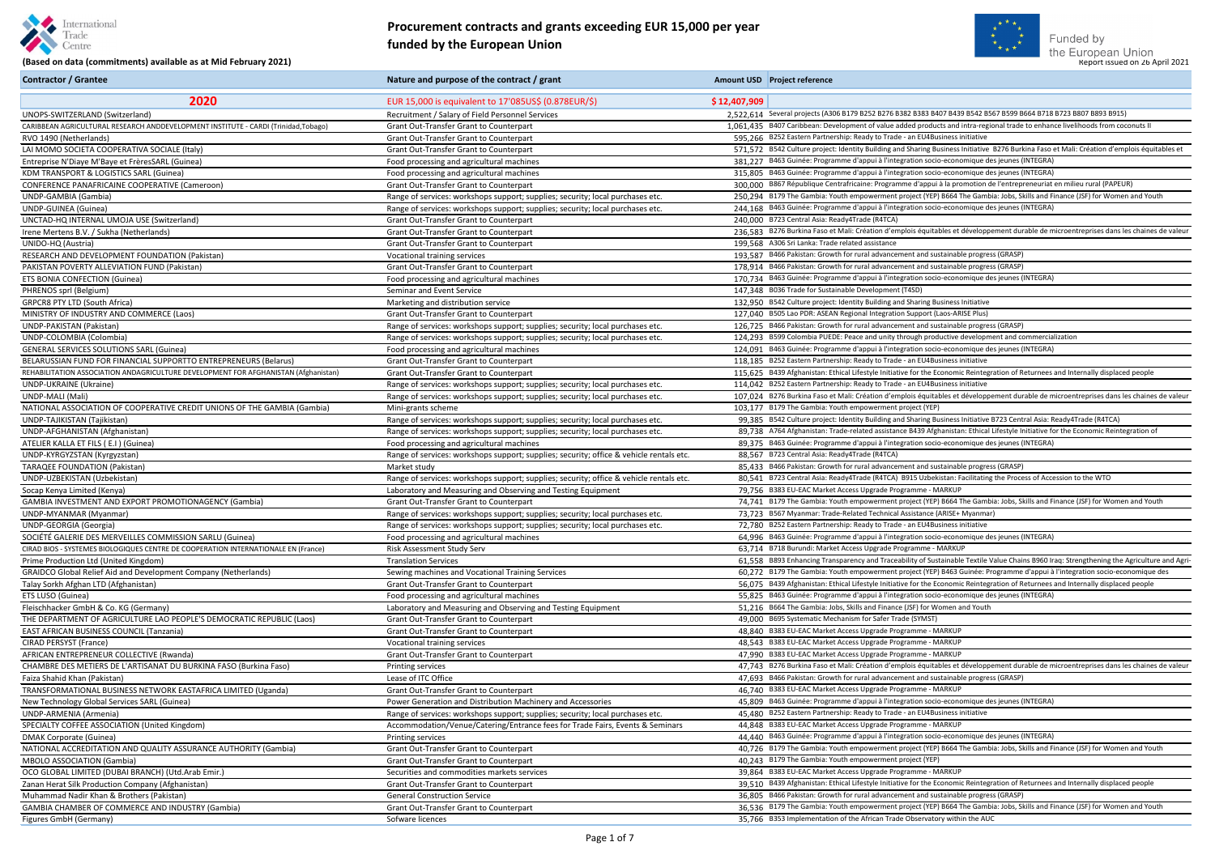# Procurement contracts and grants exceeding EUR 15,000 per year funded by the European Union

**(Based on data (commitments) available as at Mid February 2021)**

Funded by the European Union

Report issued on 26 April 2021

| Contractor / Grantee | Nature and purpose of the contract / grant | Amount USD | Project reference |
|---|---|---|---|
| **2020** | EUR 15,000 is equivalent to 17'085US$ (0.878EUR/$) | **$ 12,407,909** | |
| UNOPS-SWITZERLAND (Switzerland) | Recruitment / Salary of Field Personnel Services | 2,522,614 | Several projects (A306 B179 B252 B276 B382 B383 B407 B439 B542 B567 B599 B664 B718 B723 B807 B893 B915) |
| CARIBBEAN AGRICULTURAL RESEARCH ANDDEVELOPMENT INSTITUTE - CARDI (Trinidad,Tobago) | Grant Out-Transfer Grant to Counterpart | 1,061,435 | B407 Caribbean: Development of value added products and intra-regional trade to enhance livelihoods from coconuts II |
| RVO 1490 (Netherlands) | Grant Out-Transfer Grant to Counterpart | 595,266 | B252 Eastern Partnership: Ready to Trade - an EU4Business initiative |
| LAI MOMO SOCIETA COOPERATIVA SOCIALE (Italy) | Grant Out-Transfer Grant to Counterpart | 571,572 | B542 Culture project: Identity Building and Sharing Business Initiative B276 Burkina Faso et Mali: Création d'emplois équitables et |
| Entreprise N'Diaye M'Baye et FrèresSARL (Guinea) | Food processing and agricultural machines | 381,227 | B463 Guinée: Programme d'appui à l'integration socio-economique des jeunes (INTEGRA) |
| KDM TRANSPORT & LOGISTICS SARL (Guinea) | Food processing and agricultural machines | 315,805 | B463 Guinée: Programme d'appui à l'integration socio-economique des jeunes (INTEGRA) |
| CONFERENCE PANAFRICAINE COOPERATIVE (Cameroon) | Grant Out-Transfer Grant to Counterpart | 300,000 | B867 République Centrafricaine: Programme d'appui à la promotion de l'entrepreneuriat en milieu rural (PAPEUR) |
| UNDP-GAMBIA (Gambia) | Range of services: workshops support; supplies; security; local purchases etc. | 250,294 | B179 The Gambia: Youth empowerment project (YEP) B664 The Gambia: Jobs, Skills and Finance (JSF) for Women and Youth |
| UNDP-GUINEA (Guinea) | Range of services: workshops support; supplies; security; local purchases etc. | 244,168 | B463 Guinée: Programme d'appui à l'integration socio-economique des jeunes (INTEGRA) |
| UNCTAD-HQ INTERNAL UMOJA USE (Switzerland) | Grant Out-Transfer Grant to Counterpart | 240,000 | B723 Central Asia: Ready4Trade (R4TCA) |
| Irene Mertens B.V. / Sukha (Netherlands) | Grant Out-Transfer Grant to Counterpart | 236,583 | B276 Burkina Faso et Mali: Création d'emplois équitables et développement durable de microentreprises dans les chaines de valeur |
| UNIDO-HQ (Austria) | Grant Out-Transfer Grant to Counterpart | 199,568 | A306 Sri Lanka: Trade related assistance |
| RESEARCH AND DEVELOPMENT FOUNDATION (Pakistan) | Vocational training services | 193,587 | B466 Pakistan: Growth for rural advancement and sustainable progress (GRASP) |
| PAKISTAN POVERTY ALLEVIATION FUND (Pakistan) | Grant Out-Transfer Grant to Counterpart | 178,914 | B466 Pakistan: Growth for rural advancement and sustainable progress (GRASP) |
| ETS BONIA CONFECTION (Guinea) | Food processing and agricultural machines | 170,734 | B463 Guinée: Programme d'appui à l'integration socio-economique des jeunes (INTEGRA) |
| PHRENOS sprl (Belgium) | Seminar and Event Service | 147,348 | B036 Trade for Sustainable Development (T4SD) |
| GRPCR8 PTY LTD (South Africa) | Marketing and distribution service | 132,950 | B542 Culture project: Identity Building and Sharing Business Initiative |
| MINISTRY OF INDUSTRY AND COMMERCE (Laos) | Grant Out-Transfer Grant to Counterpart | 127,040 | B505 Lao PDR: ASEAN Regional Integration Support (Laos-ARISE Plus) |
| UNDP-PAKISTAN (Pakistan) | Range of services: workshops support; supplies; security; local purchases etc. | 126,725 | B466 Pakistan: Growth for rural advancement and sustainable progress (GRASP) |
| UNDP-COLOMBIA (Colombia) | Range of services: workshops support; supplies; security; local purchases etc. | 124,293 | B599 Colombia PUEDE: Peace and unity through productive development and commercialization |
| GENERAL SERVICES SOLUTIONS SARL (Guinea) | Food processing and agricultural machines | 124,091 | B463 Guinée: Programme d'appui à l'integration socio-economique des jeunes (INTEGRA) |
| BELARUSSIAN FUND FOR FINANCIAL SUPPORTTO ENTREPRENEURS (Belarus) | Grant Out-Transfer Grant to Counterpart | 118,185 | B252 Eastern Partnership: Ready to Trade - an EU4Business initiative |
| REHABILITATION ASSOCIATION ANDAGRICULTURE DEVELOPMENT FOR AFGHANISTAN (Afghanistan) | Grant Out-Transfer Grant to Counterpart | 115,625 | B439 Afghanistan: Ethical Lifestyle Initiative for the Economic Reintegration of Returnees and Internally displaced people |
| UNDP-UKRAINE (Ukraine) | Range of services: workshops support; supplies; security; local purchases etc. | 114,042 | B252 Eastern Partnership: Ready to Trade - an EU4Business initiative |
| UNDP-MALI (Mali) | Range of services: workshops support; supplies; security; local purchases etc. | 107,024 | B276 Burkina Faso et Mali: Création d'emplois équitables et développement durable de microentreprises dans les chaines de valeur |
| NATIONAL ASSOCIATION OF COOPERATIVE CREDIT UNIONS OF THE GAMBIA (Gambia) | Mini-grants scheme | 103,177 | B179 The Gambia: Youth empowerment project (YEP) |
| UNDP-TAJIKISTAN (Tajikistan) | Range of services: workshops support; supplies; security; local purchases etc. | 99,385 | B542 Culture project: Identity Building and Sharing Business Initiative B723 Central Asia: Ready4Trade (R4TCA) |
| UNDP-AFGHANISTAN (Afghanistan) | Range of services: workshops support; supplies; security; local purchases etc. | 89,738 | A764 Afghanistan: Trade-related assistance B439 Afghanistan: Ethical Lifestyle Initiative for the Economic Reintegration of |
| ATELIER KALLA ET FILS ( E.I ) (Guinea) | Food processing and agricultural machines | 89,375 | B463 Guinée: Programme d'appui à l'integration socio-economique des jeunes (INTEGRA) |
| UNDP-KYRGYZSTAN (Kyrgyzstan) | Range of services: workshops support; supplies; security; office & vehicle rentals etc. | 88,567 | B723 Central Asia: Ready4Trade (R4TCA) |
| TARAQEE FOUNDATION (Pakistan) | Market study | 85,433 | B466 Pakistan: Growth for rural advancement and sustainable progress (GRASP) |
| UNDP-UZBEKISTAN (Uzbekistan) | Range of services: workshops support; supplies; security; office & vehicle rentals etc. | 80,541 | B723 Central Asia: Ready4Trade (R4TCA) B915 Uzbekistan: Facilitating the Process of Accession to the WTO |
| Socap Kenya Limited (Kenya) | Laboratory and Measuring and Observing and Testing Equipment | 79,756 | B383 EU-EAC Market Access Upgrade Programme - MARKUP |
| GAMBIA INVESTMENT AND EXPORT PROMOTIONAGENCY (Gambia) | Grant Out-Transfer Grant to Counterpart | 74,741 | B179 The Gambia: Youth empowerment project (YEP) B664 The Gambia: Jobs, Skills and Finance (JSF) for Women and Youth |
| UNDP-MYANMAR (Myanmar) | Range of services: workshops support; supplies; security; local purchases etc. | 73,723 | B567 Myanmar: Trade-Related Technical Assistance (ARISE+ Myanmar) |
| UNDP-GEORGIA (Georgia) | Range of services: workshops support; supplies; security; local purchases etc. | 72,780 | B252 Eastern Partnership: Ready to Trade - an EU4Business initiative |
| SOCIÉTÉ GALERIE DES MERVEILLES COMMISSION SARLU (Guinea) | Food processing and agricultural machines | 64,996 | B463 Guinée: Programme d'appui à l'integration socio-economique des jeunes (INTEGRA) |
| CIRAD BIOS - SYSTEMES BIOLOGIQUES CENTRE DE COOPERATION INTERNATIONALE EN (France) | Risk Assessment Study Serv | 63,714 | B718 Burundi: Market Access Upgrade Programme - MARKUP |
| Prime Production Ltd (United Kingdom) | Translation Services | 61,558 | B893 Enhancing Transparency and Traceability of Sustainable Textile Value Chains B960 Iraq: Strengthening the Agriculture and Agri- |
| GRAIDCO Global Relief Aid and Development Company (Netherlands) | Sewing machines and Vocational Training Services | 60,272 | B179 The Gambia: Youth empowerment project (YEP) B463 Guinée: Programme d'appui à l'integration socio-economique des |
| Talay Sorkh Afghan LTD (Afghanistan) | Grant Out-Transfer Grant to Counterpart | 56,075 | B439 Afghanistan: Ethical Lifestyle Initiative for the Economic Reintegration of Returnees and Internally displaced people |
| ETS LUSO (Guinea) | Food processing and agricultural machines | 55,825 | B463 Guinée: Programme d'appui à l'integration socio-economique des jeunes (INTEGRA) |
| Fleischhacker GmbH & Co. KG (Germany) | Laboratory and Measuring and Observing and Testing Equipment | 51,216 | B664 The Gambia: Jobs, Skills and Finance (JSF) for Women and Youth |
| THE DEPARTMENT OF AGRICULTURE LAO PEOPLE'S DEMOCRATIC REPUBLIC (Laos) | Grant Out-Transfer Grant to Counterpart | 49,000 | B695 Systematic Mechanism for Safer Trade (SYMST) |
| EAST AFRICAN BUSINESS COUNCIL (Tanzania) | Grant Out-Transfer Grant to Counterpart | 48,840 | B383 EU-EAC Market Access Upgrade Programme - MARKUP |
| CIRAD PERSYST (France) | Vocational training services | 48,543 | B383 EU-EAC Market Access Upgrade Programme - MARKUP |
| AFRICAN ENTREPRENEUR COLLECTIVE (Rwanda) | Grant Out-Transfer Grant to Counterpart | 47,990 | B383 EU-EAC Market Access Upgrade Programme - MARKUP |
| CHAMBRE DES METIERS DE L'ARTISANAT DU BURKINA FASO (Burkina Faso) | Printing services | 47,743 | B276 Burkina Faso et Mali: Création d'emplois équitables et développement durable de microentreprises dans les chaines de valeur |
| Faiza Shahid Khan (Pakistan) | Lease of ITC Office | 47,693 | B466 Pakistan: Growth for rural advancement and sustainable progress (GRASP) |
| TRANSFORMATIONAL BUSINESS NETWORK EASTAFRICA LIMITED (Uganda) | Grant Out-Transfer Grant to Counterpart | 46,740 | B383 EU-EAC Market Access Upgrade Programme - MARKUP |
| New Technology Global Services SARL (Guinea) | Power Generation and Distribution Machinery and Accessories | 45,809 | B463 Guinée: Programme d'appui à l'integration socio-economique des jeunes (INTEGRA) |
| UNDP-ARMENIA (Armenia) | Range of services: workshops support; supplies; security; local purchases etc. | 45,480 | B252 Eastern Partnership: Ready to Trade - an EU4Business initiative |
| SPECIALTY COFFEE ASSOCIATION (United Kingdom) | Accommodation/Venue/Catering/Entrance fees for Trade Fairs, Events & Seminars | 44,848 | B383 EU-EAC Market Access Upgrade Programme - MARKUP |
| DMAK Corporate (Guinea) | Printing services | 44,440 | B463 Guinée: Programme d'appui à l'integration socio-economique des jeunes (INTEGRA) |
| NATIONAL ACCREDITATION AND QUALITY ASSURANCE AUTHORITY (Gambia) | Grant Out-Transfer Grant to Counterpart | 40,726 | B179 The Gambia: Youth empowerment project (YEP) B664 The Gambia: Jobs, Skills and Finance (JSF) for Women and Youth |
| MBOLO ASSOCIATION (Gambia) | Grant Out-Transfer Grant to Counterpart | 40,243 | B179 The Gambia: Youth empowerment project (YEP) |
| OCO GLOBAL LIMITED (DUBAI BRANCH) (Utd.Arab Emir.) | Securities and commodities markets services | 39,864 | B383 EU-EAC Market Access Upgrade Programme - MARKUP |
| Zanan Herat Silk Production Company (Afghanistan) | Grant Out-Transfer Grant to Counterpart | 39,510 | B439 Afghanistan: Ethical Lifestyle Initiative for the Economic Reintegration of Returnees and Internally displaced people |
| Muhammad Nadir Khan & Brothers (Pakistan) | General Construction Service | 36,805 | B466 Pakistan: Growth for rural advancement and sustainable progress (GRASP) |
| GAMBIA CHAMBER OF COMMERCE AND INDUSTRY (Gambia) | Grant Out-Transfer Grant to Counterpart | 36,536 | B179 The Gambia: Youth empowerment project (YEP) B664 The Gambia: Jobs, Skills and Finance (JSF) for Women and Youth |
| Figures GmbH (Germany) | Sofware licences | 35,766 | B353 Implementation of the African Trade Observatory within the AUC |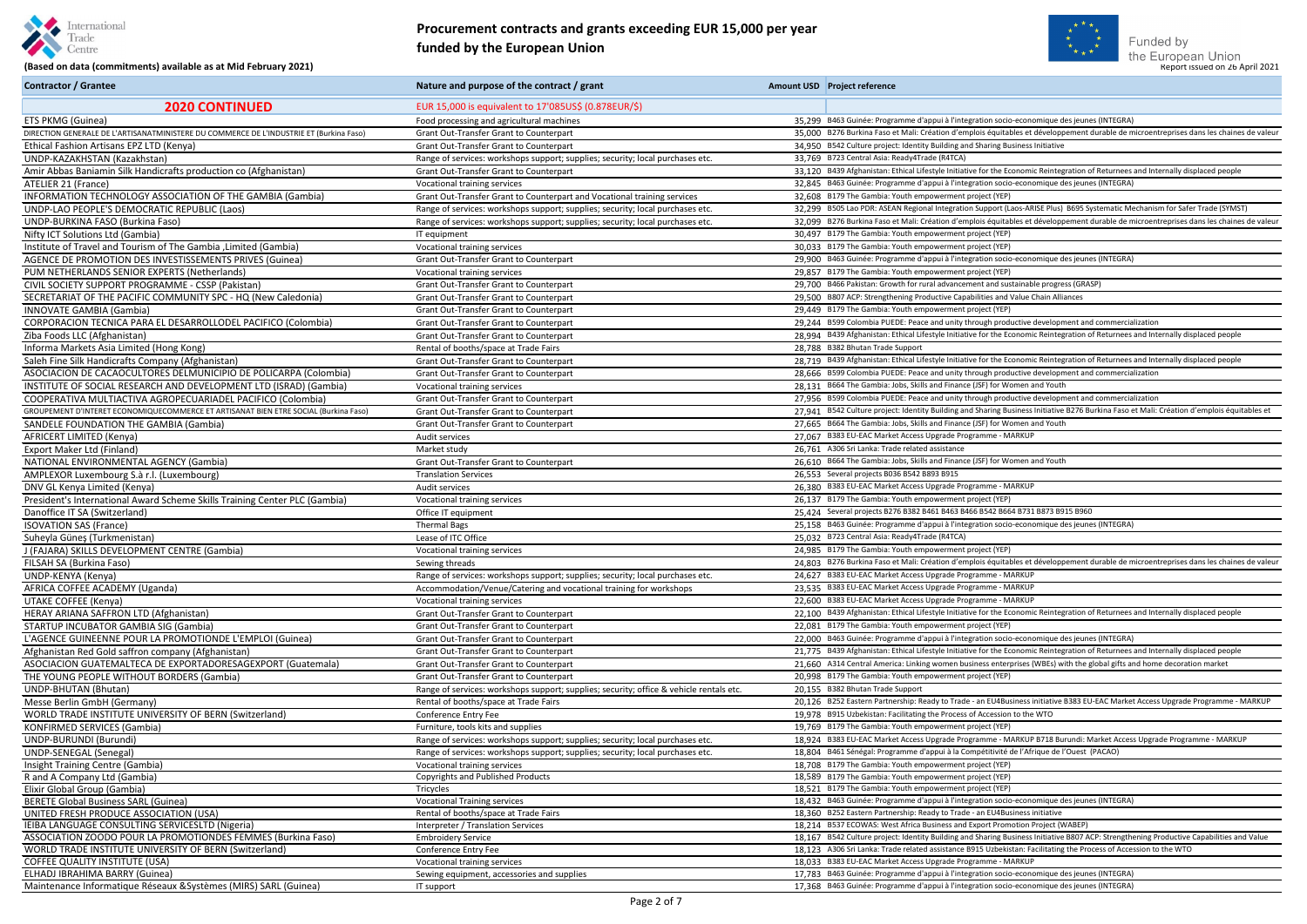# Procurement contracts and grants exceeding EUR 15,000 per year funded by the European Union

**(Based on data (commitments) available as at Mid February 2021)**

Funded by the European Union

Report issued on 26 April 2021

| Contractor / Grantee | Nature and purpose of the contract / grant | Amount USD | Project reference |
|---|---|---|---|
| **2020 CONTINUED** | EUR 15,000 is equivalent to 17'085US$ (0.878EUR/$) | | |
| ETS PKMG (Guinea) | Food processing and agricultural machines | 35,299 | B463 Guinée: Programme d'appui à l'intégration socio-economique des jeunes (INTEGRA) |
| DIRECTION GENERALE DE L'ARTISANATMINISTERE DU COMMERCE DE L'INDUSTRIE ET (Burkina Faso) | Grant Out-Transfer Grant to Counterpart | 35,000 | B276 Burkina Faso et Mali: Création d'emplois équitables et développement durable de microentreprises dans les chaines de valeur |
| Ethical Fashion Artisans EPZ LTD (Kenya) | Grant Out-Transfer Grant to Counterpart | 34,950 | B542 Culture project: Identity Building and Sharing Business Initiative |
| UNDP-KAZAKHSTAN (Kazakhstan) | Range of services: workshops support; supplies; security; local purchases etc. | 33,769 | B723 Central Asia: Ready4Trade (R4TCA) |
| Amir Abbas Baniamin Silk Handicrafts production co (Afghanistan) | Grant Out-Transfer Grant to Counterpart | 33,120 | B439 Afghanistan: Ethical Lifestyle Initiative for the Economic Reintegration of Returnees and Internally displaced people |
| ATELIER 21 (France) | Vocational training services | 32,845 | B463 Guinée: Programme d'appui à l'intégration socio-economique des jeunes (INTEGRA) |
| INFORMATION TECHNOLOGY ASSOCIATION OF THE GAMBIA (Gambia) | Grant Out-Transfer Grant to Counterpart and Vocational training services | 32,608 | B179 The Gambia: Youth empowerment project (YEP) |
| UNDP-LAO PEOPLE'S DEMOCRATIC REPUBLIC (Laos) | Range of services: workshops support; supplies; security; local purchases etc. | 32,299 | B505 Lao PDR: ASEAN Regional Integration Support (Laos-ARISE Plus) B695 Systematic Mechanism for Safer Trade (SYMST) |
| UNDP-BURKINA FASO (Burkina Faso) | Range of services: workshops support; supplies; security; local purchases etc. | 32,099 | B276 Burkina Faso et Mali: Création d'emplois équitables et développement durable de microentreprises dans les chaines de valeur |
| Nifty ICT Solutions Ltd (Gambia) | IT equipment | 30,497 | B179 The Gambia: Youth empowerment project (YEP) |
| Institute of Travel and Tourism of The Gambia ,Limited (Gambia) | Vocational training services | 30,033 | B179 The Gambia: Youth empowerment project (YEP) |
| AGENCE DE PROMOTION DES INVESTISSEMENTS PRIVES (Guinea) | Grant Out-Transfer Grant to Counterpart | 29,900 | B463 Guinée: Programme d'appui à l'intégration socio-economique des jeunes (INTEGRA) |
| PUM NETHERLANDS SENIOR EXPERTS (Netherlands) | Vocational training services | 29,857 | B179 The Gambia: Youth empowerment project (YEP) |
| CIVIL SOCIETY SUPPORT PROGRAMME - CSSP (Pakistan) | Grant Out-Transfer Grant to Counterpart | 29,700 | B466 Pakistan: Growth for rural advancement and sustainable progress (GRASP) |
| SECRETARIAT OF THE PACIFIC COMMUNITY SPC - HQ (New Caledonia) | Grant Out-Transfer Grant to Counterpart | 29,500 | B807 ACP: Strengthening Productive Capabilities and Value Chain Alliances |
| INNOVATE GAMBIA (Gambia) | Grant Out-Transfer Grant to Counterpart | 29,449 | B179 The Gambia: Youth empowerment project (YEP) |
| CORPORACION TECNICA PARA EL DESARROLLODEL PACIFICO (Colombia) | Grant Out-Transfer Grant to Counterpart | 29,244 | B599 Colombia PUEDE: Peace and unity through productive development and commercialization |
| Ziba Foods LLC (Afghanistan) | Grant Out-Transfer Grant to Counterpart | 28,994 | B439 Afghanistan: Ethical Lifestyle Initiative for the Economic Reintegration of Returnees and Internally displaced people |
| Informa Markets Asia Limited (Hong Kong) | Rental of booths/space at Trade Fairs | 28,788 | B382 Bhutan Trade Support |
| Saleh Fine Silk Handicrafts Company (Afghanistan) | Grant Out-Transfer Grant to Counterpart | 28,719 | B439 Afghanistan: Ethical Lifestyle Initiative for the Economic Reintegration of Returnees and Internally displaced people |
| ASOCIACION DE CACAOCULTORES DELMUNICIPIO DE POLICARPA (Colombia) | Grant Out-Transfer Grant to Counterpart | 28,666 | B599 Colombia PUEDE: Peace and unity through productive development and commercialization |
| INSTITUTE OF SOCIAL RESEARCH AND DEVELOPMENT LTD (ISRAD) (Gambia) | Vocational training services | 28,131 | B664 The Gambia: Jobs, Skills and Finance (JSF) for Women and Youth |
| COOPERATIVA MULTIACTIVA AGROPECUARIADEL PACIFICO (Colombia) | Grant Out-Transfer Grant to Counterpart | 27,956 | B599 Colombia PUEDE: Peace and unity through productive development and commercialization |
| GROUPEMENT D'INTERET ECONOMIQUECOMMERCE ET ARTISANAT BIEN ETRE SOCIAL (Burkina Faso) | Grant Out-Transfer Grant to Counterpart | 27,941 | B542 Culture project: Identity Building and Sharing Business Initiative B276 Burkina Faso et Mali: Création d'emplois équitables et |
| SANDELE FOUNDATION THE GAMBIA (Gambia) | Grant Out-Transfer Grant to Counterpart | 27,665 | B664 The Gambia: Jobs, Skills and Finance (JSF) for Women and Youth |
| AFRICERT LIMITED (Kenya) | Audit services | 27,067 | B383 EU-EAC Market Access Upgrade Programme - MARKUP |
| Export Maker Ltd (Finland) | Market study | 26,761 | A306 Sri Lanka: Trade related assistance |
| NATIONAL ENVIRONMENTAL AGENCY (Gambia) | Grant Out-Transfer Grant to Counterpart | 26,610 | B664 The Gambia: Jobs, Skills and Finance (JSF) for Women and Youth |
| AMPLEXOR Luxembourg S.à r.l. (Luxembourg) | Translation Services | 26,553 | Several projects B036 B542 B893 B915 |
| DNV GL Kenya Limited (Kenya) | Audit services | 26,380 | B383 EU-EAC Market Access Upgrade Programme - MARKUP |
| President's International Award Scheme Skills Training Center PLC (Gambia) | Vocational training services | 26,137 | B179 The Gambia: Youth empowerment project (YEP) |
| Danoffice IT SA (Switzerland) | Office IT equipment | 25,424 | Several projects B276 B382 B461 B463 B466 B542 B664 B731 B873 B915 B960 |
| ISOVATION SAS (France) | Thermal Bags | 25,158 | B463 Guinée: Programme d'appui à l'intégration socio-economique des jeunes (INTEGRA) |
| Suheyla Güneş (Turkmenistan) | Lease of ITC Office | 25,032 | B723 Central Asia: Ready4Trade (R4TCA) |
| J (FAJARA) SKILLS DEVELOPMENT CENTRE (Gambia) | Vocational training services | 24,985 | B179 The Gambia: Youth empowerment project (YEP) |
| FILSAH SA (Burkina Faso) | Sewing threads | 24,803 | B276 Burkina Faso et Mali: Création d'emplois équitables et développement durable de microentreprises dans les chaines de valeur |
| UNDP-KENYA (Kenya) | Range of services: workshops support; supplies; security; local purchases etc. | 24,627 | B383 EU-EAC Market Access Upgrade Programme - MARKUP |
| AFRICA COFFEE ACADEMY (Uganda) | Accommodation/Venue/Catering and vocational training for workshops | 23,535 | B383 EU-EAC Market Access Upgrade Programme - MARKUP |
| UTAKE COFFEE (Kenya) | Vocational training services | 22,600 | B383 EU-EAC Market Access Upgrade Programme - MARKUP |
| HERAY ARIANA SAFFRON LTD (Afghanistan) | Grant Out-Transfer Grant to Counterpart | 22,100 | B439 Afghanistan: Ethical Lifestyle Initiative for the Economic Reintegration of Returnees and Internally displaced people |
| STARTUP INCUBATOR GAMBIA SIG (Gambia) | Grant Out-Transfer Grant to Counterpart | 22,081 | B179 The Gambia: Youth empowerment project (YEP) |
| L'AGENCE GUINEENNE POUR LA PROMOTIONDE L'EMPLOI (Guinea) | Grant Out-Transfer Grant to Counterpart | 22,000 | B463 Guinée: Programme d'appui à l'intégration socio-economique des jeunes (INTEGRA) |
| Afghanistan Red Gold saffron company (Afghanistan) | Grant Out-Transfer Grant to Counterpart | 21,775 | B439 Afghanistan: Ethical Lifestyle Initiative for the Economic Reintegration of Returnees and Internally displaced people |
| ASOCIACION GUATEMALTECA DE EXPORTADORESAGEXPORT (Guatemala) | Grant Out-Transfer Grant to Counterpart | 21,660 | A314 Central America: Linking women business enterprises (WBEs) with the global gifts and home decoration market |
| THE YOUNG PEOPLE WITHOUT BORDERS (Gambia) | Grant Out-Transfer Grant to Counterpart | 20,998 | B179 The Gambia: Youth empowerment project (YEP) |
| UNDP-BHUTAN (Bhutan) | Range of services: workshops support; supplies; security; office & vehicle rentals etc. | 20,155 | B382 Bhutan Trade Support |
| Messe Berlin GmbH (Germany) | Rental of booths/space at Trade Fairs | 20,126 | B252 Eastern Partnership: Ready to Trade - an EU4Business initiative B383 EU-EAC Market Access Upgrade Programme - MARKUP |
| WORLD TRADE INSTITUTE UNIVERSITY OF BERN (Switzerland) | Conference Entry Fee | 19,978 | B915 Uzbekistan: Facilitating the Process of Accession to the WTO |
| KONFIRMED SERVICES (Gambia) | Furniture, tools kits and supplies | 19,769 | B179 The Gambia: Youth empowerment project (YEP) |
| UNDP-BURUNDI (Burundi) | Range of services: workshops support; supplies; security; local purchases etc. | 18,924 | B383 EU-EAC Market Access Upgrade Programme - MARKUP B718 Burundi: Market Access Upgrade Programme - MARKUP |
| UNDP-SENEGAL (Senegal) | Range of services: workshops support; supplies; security; local purchases etc. | 18,804 | B461 Sénégal: Programme d'appui à la Compétitivité de l'Afrique de l'Ouest (PACAO) |
| Insight Training Centre (Gambia) | Vocational training services | 18,708 | B179 The Gambia: Youth empowerment project (YEP) |
| R and A Company Ltd (Gambia) | Copyrights and Published Products | 18,589 | B179 The Gambia: Youth empowerment project (YEP) |
| Elixir Global Group (Gambia) | Tricycles | 18,521 | B179 The Gambia: Youth empowerment project (YEP) |
| BERETE Global Business SARL (Guinea) | Vocational Training services | 18,432 | B463 Guinée: Programme d'appui à l'intégration socio-economique des jeunes (INTEGRA) |
| UNITED FRESH PRODUCE ASSOCIATION (USA) | Rental of booths/space at Trade Fairs | 18,360 | B252 Eastern Partnership: Ready to Trade - an EU4Business initiative |
| IEIBA LANGUAGE CONSULTING SERVICESLTD (Nigeria) | Interpreter / Translation Services | 18,214 | B537 ECOWAS: West Africa Business and Export Promotion Project (WABEP) |
| ASSOCIATION ZOODO POUR LA PROMOTIONDES FEMMES (Burkina Faso) | Embroidery Service | 18,167 | B542 Culture project: Identity Building and Sharing Business Initiative B807 ACP: Strengthening Productive Capabilities and Value |
| WORLD TRADE INSTITUTE UNIVERSITY OF BERN (Switzerland) | Conference Entry Fee | 18,123 | A306 Sri Lanka: Trade related assistance B915 Uzbekistan: Facilitating the Process of Accession to the WTO |
| COFFEE QUALITY INSTITUTE (USA) | Vocational training services | 18,033 | B383 EU-EAC Market Access Upgrade Programme - MARKUP |
| ELHADJ IBRAHIMA BARRY (Guinea) | Sewing equipment, accessories and supplies | 17,783 | B463 Guinée: Programme d'appui à l'intégration socio-economique des jeunes (INTEGRA) |
| Maintenance Informatique Réseaux &Systèmes (MIRS) SARL (Guinea) | IT support | 17,368 | B463 Guinée: Programme d'appui à l'intégration socio-economique des jeunes (INTEGRA) |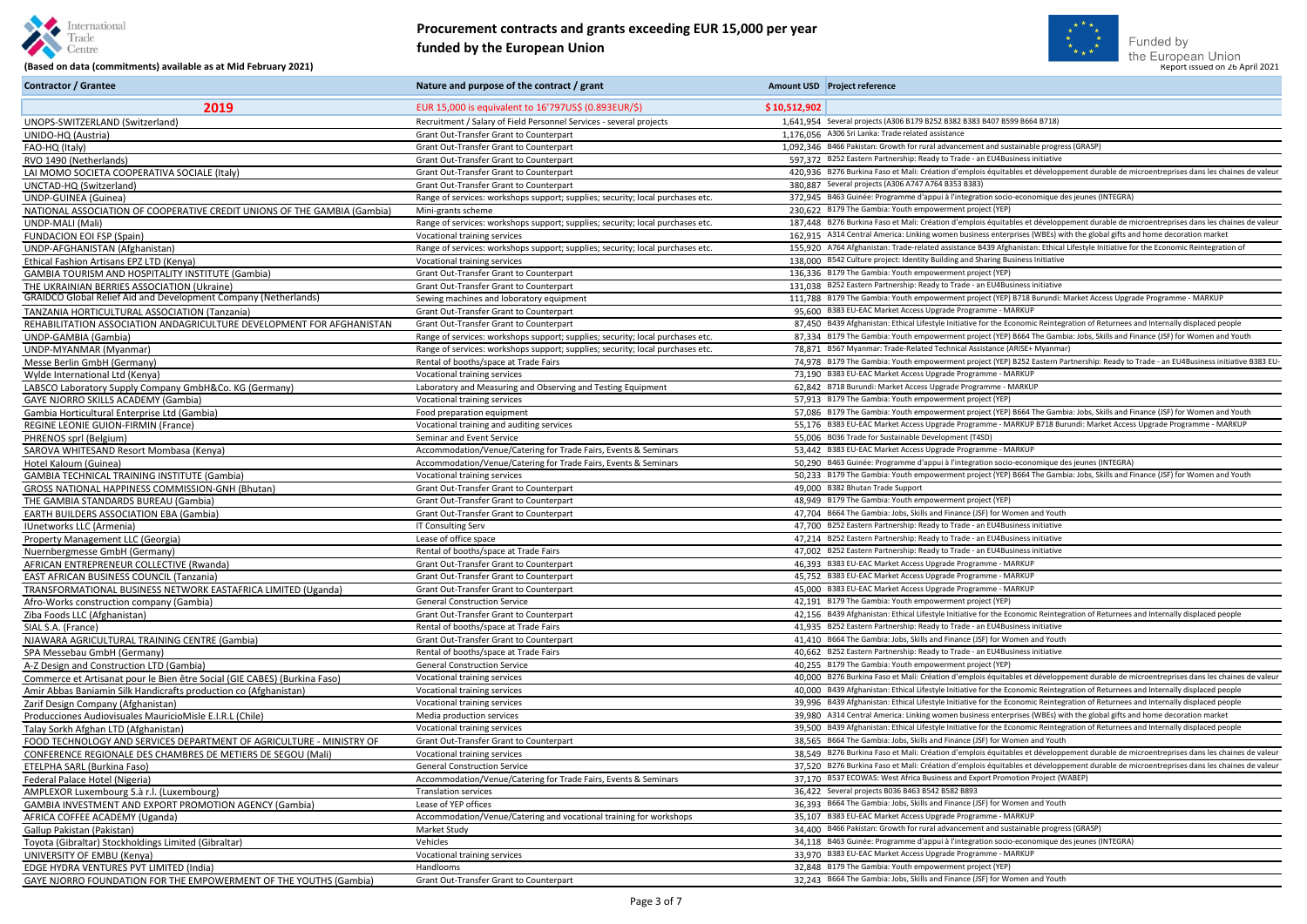# Procurement contracts and grants exceeding EUR 15,000 per year funded by the European Union

**(Based on data (commitments) available as at Mid February 2021)**

Funded by the European Union

Report issued on 26 April 2021

| Contractor / Grantee | Nature and purpose of the contract / grant | Amount USD | Project reference |
|---|---|---|---|
| **2019** | EUR 15,000 is equivalent to 16'797US$ (0.893EUR/$) | **$10,512,902** | |
| UNOPS-SWITZERLAND (Switzerland) | Recruitment / Salary of Field Personnel Services - several projects | 1,641,954 | Several projects (A306 B179 B252 B382 B383 B407 B599 B664 B718) |
| UNIDO-HQ (Austria) | Grant Out-Transfer Grant to Counterpart | 1,176,056 | A306 Sri Lanka: Trade related assistance |
| FAO-HQ (Italy) | Grant Out-Transfer Grant to Counterpart | 1,092,346 | B466 Pakistan: Growth for rural advancement and sustainable progress (GRASP) |
| RVO 1490 (Netherlands) | Grant Out-Transfer Grant to Counterpart | 597,372 | B252 Eastern Partnership: Ready to Trade - an EU4Business initiative |
| LAI MOMO SOCIETA COOPERATIVA SOCIALE (Italy) | Grant Out-Transfer Grant to Counterpart | 420,936 | B276 Burkina Faso et Mali: Création d'emplois équitables et développement durable de microentreprises dans les chaines de valeur |
| UNCTAD-HQ (Switzerland) | Grant Out-Transfer Grant to Counterpart | 380,887 | Several projects (A306 A747 A764 B353 B383) |
| UNDP-GUINEA (Guinea) | Range of services: workshops support; supplies; security; local purchases etc. | 372,945 | B463 Guinée: Programme d'appui à l'intégration socio-economique des jeunes (INTEGRA) |
| NATIONAL ASSOCIATION OF COOPERATIVE CREDIT UNIONS OF THE GAMBIA (Gambia) | Mini-grants scheme | 230,622 | B179 The Gambia: Youth empowerment project (YEP) |
| UNDP-MALI (Mali) | Range of services: workshops support; supplies; security; local purchases etc. | 187,448 | B276 Burkina Faso et Mali: Création d'emplois équitables et développement durable de microentreprises dans les chaines de valeur |
| FUNDACION EOI FSP (Spain) | Vocational training services | 162,915 | A314 Central America: Linking women business enterprises (WBEs) with the global gifts and home decoration market |
| UNDP-AFGHANISTAN (Afghanistan) | Range of services: workshops support; supplies; security; local purchases etc. | 155,920 | A764 Afghanistan: Trade-related assistance B439 Afghanistan: Ethical Lifestyle Initiative for the Economic Reintegration of |
| Ethical Fashion Artisans EPZ LTD (Kenya) | Vocational training services | 138,000 | B542 Culture project: Identity Building and Sharing Business Initiative |
| GAMBIA TOURISM AND HOSPITALITY INSTITUTE (Gambia) | Grant Out-Transfer Grant to Counterpart | 136,336 | B179 The Gambia: Youth empowerment project (YEP) |
| THE UKRAINIAN BERRIES ASSOCIATION (Ukraine) | Grant Out-Transfer Grant to Counterpart | 131,038 | B252 Eastern Partnership: Ready to Trade - an EU4Business initiative |
| GRAIDCO Global Relief Aid and Development Company (Netherlands) | Sewing machines and loboratory equipment | 111,788 | B179 The Gambia: Youth empowerment project (YEP) B718 Burundi: Market Access Upgrade Programme - MARKUP |
| TANZANIA HORTICULTURAL ASSOCIATION (Tanzania) | Grant Out-Transfer Grant to Counterpart | 95,600 | B383 EU-EAC Market Access Upgrade Programme - MARKUP |
| REHABILITATION ASSOCIATION ANDAGRICULTURE DEVELOPMENT FOR AFGHANISTAN | Grant Out-Transfer Grant to Counterpart | 87,450 | B439 Afghanistan: Ethical Lifestyle Initiative for the Economic Reintegration of Returnees and Internally displaced people |
| UNDP-GAMBIA (Gambia) | Range of services: workshops support; supplies; security; local purchases etc. | 87,334 | B179 The Gambia: Youth empowerment project (YEP) B664 The Gambia: Jobs, Skills and Finance (JSF) for Women and Youth |
| UNDP-MYANMAR (Myanmar) | Range of services: workshops support; supplies; security; local purchases etc. | 78,871 | B567 Myanmar: Trade-Related Technical Assistance (ARISE+ Myanmar) |
| Messe Berlin GmbH (Germany) | Rental of booths/space at Trade Fairs | 74,978 | B179 The Gambia: Youth empowerment project (YEP) B252 Eastern Partnership: Ready to Trade - an EU4Business initiative B383 EU- |
| Wylde International Ltd (Kenya) | Vocational training services | 73,190 | B383 EU-EAC Market Access Upgrade Programme - MARKUP |
| LABSCO Laboratory Supply Company GmbH&Co. KG (Germany) | Laboratory and Measuring and Observing and Testing Equipment | 62,842 | B718 Burundi: Market Access Upgrade Programme - MARKUP |
| GAYE NJORRO SKILLS ACADEMY (Gambia) | Vocational training services | 57,913 | B179 The Gambia: Youth empowerment project (YEP) |
| Gambia Horticultural Enterprise Ltd (Gambia) | Food preparation equipment | 57,086 | B179 The Gambia: Youth empowerment project (YEP) B664 The Gambia: Jobs, Skills and Finance (JSF) for Women and Youth |
| REGINE LEONIE GUION-FIRMIN (France) | Vocational training and auditing services | 55,176 | B383 EU-EAC Market Access Upgrade Programme - MARKUP B718 Burundi: Market Access Upgrade Programme - MARKUP |
| PHRENOS sprl (Belgium) | Seminar and Event Service | 55,006 | B036 Trade for Sustainable Development (T4SD) |
| SAROVA WHITESAND Resort Mombasa (Kenya) | Accommodation/Venue/Catering for Trade Fairs, Events & Seminars | 53,442 | B383 EU-EAC Market Access Upgrade Programme - MARKUP |
| Hotel Kaloum (Guinea) | Accommodation/Venue/Catering for Trade Fairs, Events & Seminars | 50,290 | B463 Guinée: Programme d'appui à l'intégration socio-economique des jeunes (INTEGRA) |
| GAMBIA TECHNICAL TRAINING INSTITUTE (Gambia) | Vocational training services | 50,233 | B179 The Gambia: Youth empowerment project (YEP) B664 The Gambia: Jobs, Skills and Finance (JSF) for Women and Youth |
| GROSS NATIONAL HAPPINESS COMMISSION-GNH (Bhutan) | Grant Out-Transfer Grant to Counterpart | 49,000 | B382 Bhutan Trade Support |
| THE GAMBIA STANDARDS BUREAU (Gambia) | Grant Out-Transfer Grant to Counterpart | 48,949 | B179 The Gambia: Youth empowerment project (YEP) |
| EARTH BUILDERS ASSOCIATION EBA (Gambia) | Grant Out-Transfer Grant to Counterpart | 47,704 | B664 The Gambia: Jobs, Skills and Finance (JSF) for Women and Youth |
| IUnetworks LLC (Armenia) | IT Consulting Serv | 47,700 | B252 Eastern Partnership: Ready to Trade - an EU4Business initiative |
| Property Management LLC (Georgia) | Lease of office space | 47,214 | B252 Eastern Partnership: Ready to Trade - an EU4Business initiative |
| Nuernbergmesse GmbH (Germany) | Rental of booths/space at Trade Fairs | 47,002 | B252 Eastern Partnership: Ready to Trade - an EU4Business initiative |
| AFRICAN ENTREPRENEUR COLLECTIVE (Rwanda) | Grant Out-Transfer Grant to Counterpart | 46,393 | B383 EU-EAC Market Access Upgrade Programme - MARKUP |
| EAST AFRICAN BUSINESS COUNCIL (Tanzania) | Grant Out-Transfer Grant to Counterpart | 45,752 | B383 EU-EAC Market Access Upgrade Programme - MARKUP |
| TRANSFORMATIONAL BUSINESS NETWORK EASTAFRICA LIMITED (Uganda) | Grant Out-Transfer Grant to Counterpart | 45,000 | B383 EU-EAC Market Access Upgrade Programme - MARKUP |
| Afro-Works construction company (Gambia) | General Construction Service | 42,191 | B179 The Gambia: Youth empowerment project (YEP) |
| Ziba Foods LLC (Afghanistan) | Grant Out-Transfer Grant to Counterpart | 42,156 | B439 Afghanistan: Ethical Lifestyle Initiative for the Economic Reintegration of Returnees and Internally displaced people |
| SIAL S.A. (France) | Rental of booths/space at Trade Fairs | 41,935 | B252 Eastern Partnership: Ready to Trade - an EU4Business initiative |
| NJAWARA AGRICULTURAL TRAINING CENTRE (Gambia) | Grant Out-Transfer Grant to Counterpart | 41,410 | B664 The Gambia: Jobs, Skills and Finance (JSF) for Women and Youth |
| SPA Messebau GmbH (Germany) | Rental of booths/space at Trade Fairs | 40,662 | B252 Eastern Partnership: Ready to Trade - an EU4Business initiative |
| A-Z Design and Construction LTD (Gambia) | General Construction Service | 40,255 | B179 The Gambia: Youth empowerment project (YEP) |
| Commerce et Artisanat pour le Bien être Social (GIE CABES) (Burkina Faso) | Vocational training services | 40,000 | B276 Burkina Faso et Mali: Création d'emplois équitables et développement durable de microentreprises dans les chaines de valeur |
| Amir Abbas Baniamin Silk Handicrafts production co (Afghanistan) | Vocational training services | 40,000 | B439 Afghanistan: Ethical Lifestyle Initiative for the Economic Reintegration of Returnees and Internally displaced people |
| Zarif Design Company (Afghanistan) | Vocational training services | 39,996 | B439 Afghanistan: Ethical Lifestyle Initiative for the Economic Reintegration of Returnees and Internally displaced people |
| Producciones Audiovisuales MauricioMisle E.I.R.L (Chile) | Media production services | 39,980 | A314 Central America: Linking women business enterprises (WBEs) with the global gifts and home decoration market |
| Talay Sorkh Afghan LTD (Afghanistan) | Vocational training services | 39,500 | B439 Afghanistan: Ethical Lifestyle Initiative for the Economic Reintegration of Returnees and Internally displaced people |
| FOOD TECHNOLOGY AND SERVICES DEPARTMENT OF AGRICULTURE - MINISTRY OF | Grant Out-Transfer Grant to Counterpart | 38,565 | B664 The Gambia: Jobs, Skills and Finance (JSF) for Women and Youth |
| CONFERENCE REGIONALE DES CHAMBRES DE METIERS DE SEGOU (Mali) | Vocational training services | 38,549 | B276 Burkina Faso et Mali: Création d'emplois équitables et développement durable de microentreprises dans les chaines de valeur |
| ETELPHA SARL (Burkina Faso) | General Construction Service | 37,520 | B276 Burkina Faso et Mali: Création d'emplois équitables et développement durable de microentreprises dans les chaines de valeur |
| Federal Palace Hotel (Nigeria) | Accommodation/Venue/Catering for Trade Fairs, Events & Seminars | 37,170 | B537 ECOWAS: West Africa Business and Export Promotion Project (WABEP) |
| AMPLEXOR Luxembourg S.à r.l. (Luxembourg) | Translation services | 36,422 | Several projects B036 B463 B542 B582 B893 |
| GAMBIA INVESTMENT AND EXPORT PROMOTION AGENCY (Gambia) | Lease of YEP offices | 36,393 | B664 The Gambia: Jobs, Skills and Finance (JSF) for Women and Youth |
| AFRICA COFFEE ACADEMY (Uganda) | Accommodation/Venue/Catering and vocational training for workshops | 35,107 | B383 EU-EAC Market Access Upgrade Programme - MARKUP |
| Gallup Pakistan (Pakistan) | Market Study | 34,400 | B466 Pakistan: Growth for rural advancement and sustainable progress (GRASP) |
| Toyota (Gibraltar) Stockholdings Limited (Gibraltar) | Vehicles | 34,118 | B463 Guinée: Programme d'appui à l'intégration socio-economique des jeunes (INTEGRA) |
| UNIVERSITY OF EMBU (Kenya) | Vocational training services | 33,970 | B383 EU-EAC Market Access Upgrade Programme - MARKUP |
| EDGE HYDRA VENTURES PVT LIMITED (India) | Handlooms | 32,848 | B179 The Gambia: Youth empowerment project (YEP) |
| GAYE NJORRO FOUNDATION FOR THE EMPOWERMENT OF THE YOUTHS (Gambia) | Grant Out-Transfer Grant to Counterpart | 32,243 | B664 The Gambia: Jobs, Skills and Finance (JSF) for Women and Youth |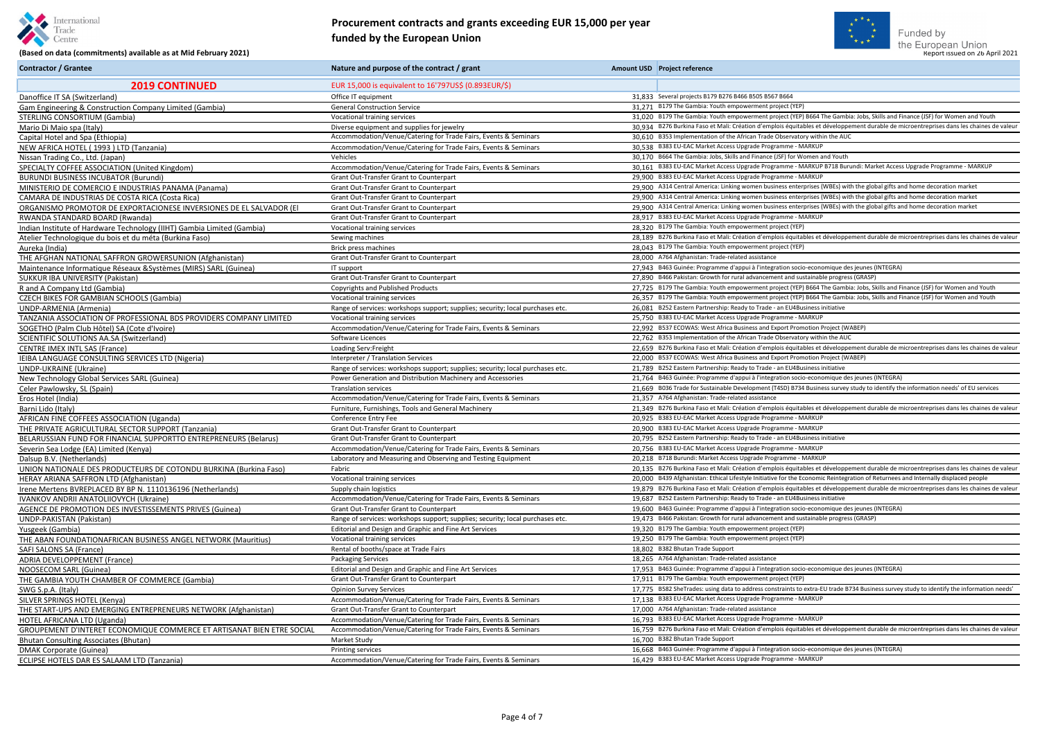# Procurement contracts and grants exceeding EUR 15,000 per year funded by the European Union

**(Based on data (commitments) available as at Mid February 2021)**

Funded by the European Union

Report issued on 26 April 2021

| Contractor / Grantee | Nature and purpose of the contract / grant | Amount USD | Project reference |
|---|---|---|---|
| **2019 CONTINUED** | EUR 15,000 is equivalent to 16'797US$ (0.893EUR/$) | | |
| Danoffice IT SA (Switzerland) | Office IT equipment | 31,833 | Several projects B179 B276 B466 B505 B567 B664 |
| Gam Engineering & Construction Company Limited (Gambia) | General Construction Service | 31,271 | B179 The Gambia: Youth empowerment project (YEP) |
| STERLING CONSORTIUM (Gambia) | Vocational training services | 31,020 | B179 The Gambia: Youth empowerment project (YEP) B664 The Gambia: Jobs, Skills and Finance (JSF) for Women and Youth |
| Mario Di Maio spa (Italy) | Diverse equipment and supplies for jewelry | 30,934 | B276 Burkina Faso et Mali: Création d'emplois équitables et développement durable de microentreprises dans les chaines de valeur |
| Capital Hotel and Spa (Ethiopia) | Accommodation/Venue/Catering for Trade Fairs, Events & Seminars | 30,610 | B353 Implementation of the African Trade Observatory within the AUC |
| NEW AFRICA HOTEL ( 1993 ) LTD (Tanzania) | Accommodation/Venue/Catering for Trade Fairs, Events & Seminars | 30,538 | B383 EU-EAC Market Access Upgrade Programme - MARKUP |
| Nissan Trading Co., Ltd. (Japan) | Vehicles | 30,170 | B664 The Gambia: Jobs, Skills and Finance (JSF) for Women and Youth |
| SPECIALTY COFFEE ASSOCIATION (United Kingdom) | Accommodation/Venue/Catering for Trade Fairs, Events & Seminars | 30,161 | B383 EU-EAC Market Access Upgrade Programme - MARKUP B718 Burundi: Market Access Upgrade Programme - MARKUP |
| BURUNDI BUSINESS INCUBATOR (Burundi) | Grant Out-Transfer Grant to Counterpart | 29,900 | B383 EU-EAC Market Access Upgrade Programme - MARKUP |
| MINISTERIO DE COMERCIO E INDUSTRIAS PANAMA (Panama) | Grant Out-Transfer Grant to Counterpart | 29,900 | A314 Central America: Linking women business enterprises (WBEs) with the global gifts and home decoration market |
| CAMARA DE INDUSTRIAS DE COSTA RICA (Costa Rica) | Grant Out-Transfer Grant to Counterpart | 29,900 | A314 Central America: Linking women business enterprises (WBEs) with the global gifts and home decoration market |
| ORGANISMO PROMOTOR DE EXPORTACIONESE INVERSIONES DE EL SALVADOR (El | Grant Out-Transfer Grant to Counterpart | 29,900 | A314 Central America: Linking women business enterprises (WBEs) with the global gifts and home decoration market |
| RWANDA STANDARD BOARD (Rwanda) | Grant Out-Transfer Grant to Counterpart | 28,917 | B383 EU-EAC Market Access Upgrade Programme - MARKUP |
| Indian Institute of Hardware Technology (IIHT) Gambia Limited (Gambia) | Vocational training services | 28,320 | B179 The Gambia: Youth empowerment project (YEP) |
| Atelier Technologique du bois et du méta (Burkina Faso) | Sewing machines | 28,189 | B276 Burkina Faso et Mali: Création d'emplois équitables et développement durable de microentreprises dans les chaines de valeur |
| Aureka (India) | Brick press machines | 28,043 | B179 The Gambia: Youth empowerment project (YEP) |
| THE AFGHAN NATIONAL SAFFRON GROWERSUNION (Afghanistan) | Grant Out-Transfer Grant to Counterpart | 28,000 | A764 Afghanistan: Trade-related assistance |
| Maintenance Informatique Réseaux &Systèmes (MIRS) SARL (Guinea) | IT support | 27,943 | B463 Guinée: Programme d'appui à l'integration socio-economique des jeunes (INTEGRA) |
| SUKKUR IBA UNIVERSITY (Pakistan) | Grant Out-Transfer Grant to Counterpart | 27,890 | B466 Pakistan: Growth for rural advancement and sustainable progress (GRASP) |
| R and A Company Ltd (Gambia) | Copyrights and Published Products | 27,725 | B179 The Gambia: Youth empowerment project (YEP) B664 The Gambia: Jobs, Skills and Finance (JSF) for Women and Youth |
| CZECH BIKES FOR GAMBIAN SCHOOLS (Gambia) | Vocational training services | 26,357 | B179 The Gambia: Youth empowerment project (YEP) B664 The Gambia: Jobs, Skills and Finance (JSF) for Women and Youth |
| UNDP-ARMENIA (Armenia) | Range of services: workshops support; supplies; security; local purchases etc. | 26,081 | B252 Eastern Partnership: Ready to Trade - an EU4Business initiative |
| TANZANIA ASSOCIATION OF PROFESSIONAL BDS PROVIDERS COMPANY LIMITED | Vocational training services | 25,750 | B383 EU-EAC Market Access Upgrade Programme - MARKUP |
| SOGETHO (Palm Club Hôtel) SA (Cote d'Ivoire) | Accommodation/Venue/Catering for Trade Fairs, Events & Seminars | 22,992 | B537 ECOWAS: West Africa Business and Export Promotion Project (WABEP) |
| SCIENTIFIC SOLUTIONS AA.SA (Switzerland) | Software Licences | 22,762 | B353 Implementation of the African Trade Observatory within the AUC |
| CENTRE IMEX INTL SAS (France) | Loading Serv:Freight | 22,659 | B276 Burkina Faso et Mali: Création d'emplois équitables et développement durable de microentreprises dans les chaines de valeur |
| IEIBA LANGUAGE CONSULTING SERVICES LTD (Nigeria) | Interpreter / Translation Services | 22,000 | B537 ECOWAS: West Africa Business and Export Promotion Project (WABEP) |
| UNDP-UKRAINE (Ukraine) | Range of services: workshops support; supplies; security; local purchases etc. | 21,789 | B252 Eastern Partnership: Ready to Trade - an EU4Business initiative |
| New Technology Global Services SARL (Guinea) | Power Generation and Distribution Machinery and Accessories | 21,764 | B463 Guinée: Programme d'appui à l'integration socio-economique des jeunes (INTEGRA) |
| Celer Pawlowsky, SL (Spain) | Translation services | 21,669 | B036 Trade for Sustainable Development (T4SD) B734 Business survey study to identify the information needs' of EU services |
| Eros Hotel (India) | Accommodation/Venue/Catering for Trade Fairs, Events & Seminars | 21,357 | A764 Afghanistan: Trade-related assistance |
| Barni Lido (Italy) | Furniture, Furnishings, Tools and General Machinery | 21,349 | B276 Burkina Faso et Mali: Création d'emplois équitables et développement durable de microentreprises dans les chaines de valeur |
| AFRICAN FINE COFFEES ASSOCIATION (Uganda) | Conference Entry Fee | 20,925 | B383 EU-EAC Market Access Upgrade Programme - MARKUP |
| THE PRIVATE AGRICULTURAL SECTOR SUPPORT (Tanzania) | Grant Out-Transfer Grant to Counterpart | 20,900 | B383 EU-EAC Market Access Upgrade Programme - MARKUP |
| BELARUSSIAN FUND FOR FINANCIAL SUPPORTTO ENTREPRENEURS (Belarus) | Grant Out-Transfer Grant to Counterpart | 20,795 | B252 Eastern Partnership: Ready to Trade - an EU4Business initiative |
| Severin Sea Lodge (EA) Limited (Kenya) | Accommodation/Venue/Catering for Trade Fairs, Events & Seminars | 20,756 | B383 EU-EAC Market Access Upgrade Programme - MARKUP |
| Dalsup B.V. (Netherlands) | Laboratory and Measuring and Observing and Testing Equipment | 20,218 | B718 Burundi: Market Access Upgrade Programme - MARKUP |
| UNION NATIONALE DES PRODUCTEURS DE COTONDU BURKINA (Burkina Faso) | Fabric | 20,135 | B276 Burkina Faso et Mali: Création d'emplois équitables et développement durable de microentreprises dans les chaines de valeur |
| HERAY ARIANA SAFFRON LTD (Afghanistan) | Vocational training services | 20,000 | B439 Afghanistan: Ethical Lifestyle Initiative for the Economic Reintegration of Returnees and Internally displaced people |
| Irene Mertens BVREPLACED BY BP N. 1110136196 (Netherlands) | Supply chain logistics | 19,879 | B276 Burkina Faso et Mali: Création d'emplois équitables et développement durable de microentreprises dans les chaines de valeur |
| IVANKOV ANDRII ANATOLIIOVYCH (Ukraine) | Accommodation/Venue/Catering for Trade Fairs, Events & Seminars | 19,687 | B252 Eastern Partnership: Ready to Trade - an EU4Business initiative |
| AGENCE DE PROMOTION DES INVESTISSEMENTS PRIVES (Guinea) | Grant Out-Transfer Grant to Counterpart | 19,600 | B463 Guinée: Programme d'appui à l'integration socio-economique des jeunes (INTEGRA) |
| UNDP-PAKISTAN (Pakistan) | Range of services: workshops support; supplies; security; local purchases etc. | 19,473 | B466 Pakistan: Growth for rural advancement and sustainable progress (GRASP) |
| Yusgeek (Gambia) | Editorial and Design and Graphic and Fine Art Services | 19,320 | B179 The Gambia: Youth empowerment project (YEP) |
| THE ABAN FOUNDATIONAFRICAN BUSINESS ANGEL NETWORK (Mauritius) | Vocational training services | 19,250 | B179 The Gambia: Youth empowerment project (YEP) |
| SAFI SALONS SA (France) | Rental of booths/space at Trade Fairs | 18,802 | B382 Bhutan Trade Support |
| ADRIA DEVELOPPEMENT (France) | Packaging Services | 18,265 | A764 Afghanistan: Trade-related assistance |
| NOOSECOM SARL (Guinea) | Editorial and Design and Graphic and Fine Art Services | 17,953 | B463 Guinée: Programme d'appui à l'integration socio-economique des jeunes (INTEGRA) |
| THE GAMBIA YOUTH CHAMBER OF COMMERCE (Gambia) | Grant Out-Transfer Grant to Counterpart | 17,911 | B179 The Gambia: Youth empowerment project (YEP) |
| SWG S.p.A. (Italy) | Opinion Survey Services | 17,775 | B582 SheTrades: using data to address constraints to extra-EU trade B734 Business survey study to identify the information needs' |
| SILVER SPRINGS HOTEL (Kenya) | Accommodation/Venue/Catering for Trade Fairs, Events & Seminars | 17,138 | B383 EU-EAC Market Access Upgrade Programme - MARKUP |
| THE START-UPS AND EMERGING ENTREPRENEURS NETWORK (Afghanistan) | Grant Out-Transfer Grant to Counterpart | 17,000 | A764 Afghanistan: Trade-related assistance |
| HOTEL AFRICANA LTD (Uganda) | Accommodation/Venue/Catering for Trade Fairs, Events & Seminars | 16,793 | B383 EU-EAC Market Access Upgrade Programme - MARKUP |
| GROUPEMENT D'INTERET ECONOMIQUE COMMERCE ET ARTISANAT BIEN ETRE SOCIAL | Accommodation/Venue/Catering for Trade Fairs, Events & Seminars | 16,759 | B276 Burkina Faso et Mali: Création d'emplois équitables et développement durable de microentreprises dans les chaines de valeur |
| Bhutan Consulting Associates (Bhutan) | Market Study | 16,700 | B382 Bhutan Trade Support |
| DMAK Corporate (Guinea) | Printing services | 16,668 | B463 Guinée: Programme d'appui à l'integration socio-economique des jeunes (INTEGRA) |
| ECLIPSE HOTELS DAR ES SALAAM LTD (Tanzania) | Accommodation/Venue/Catering for Trade Fairs, Events & Seminars | 16,429 | B383 EU-EAC Market Access Upgrade Programme - MARKUP |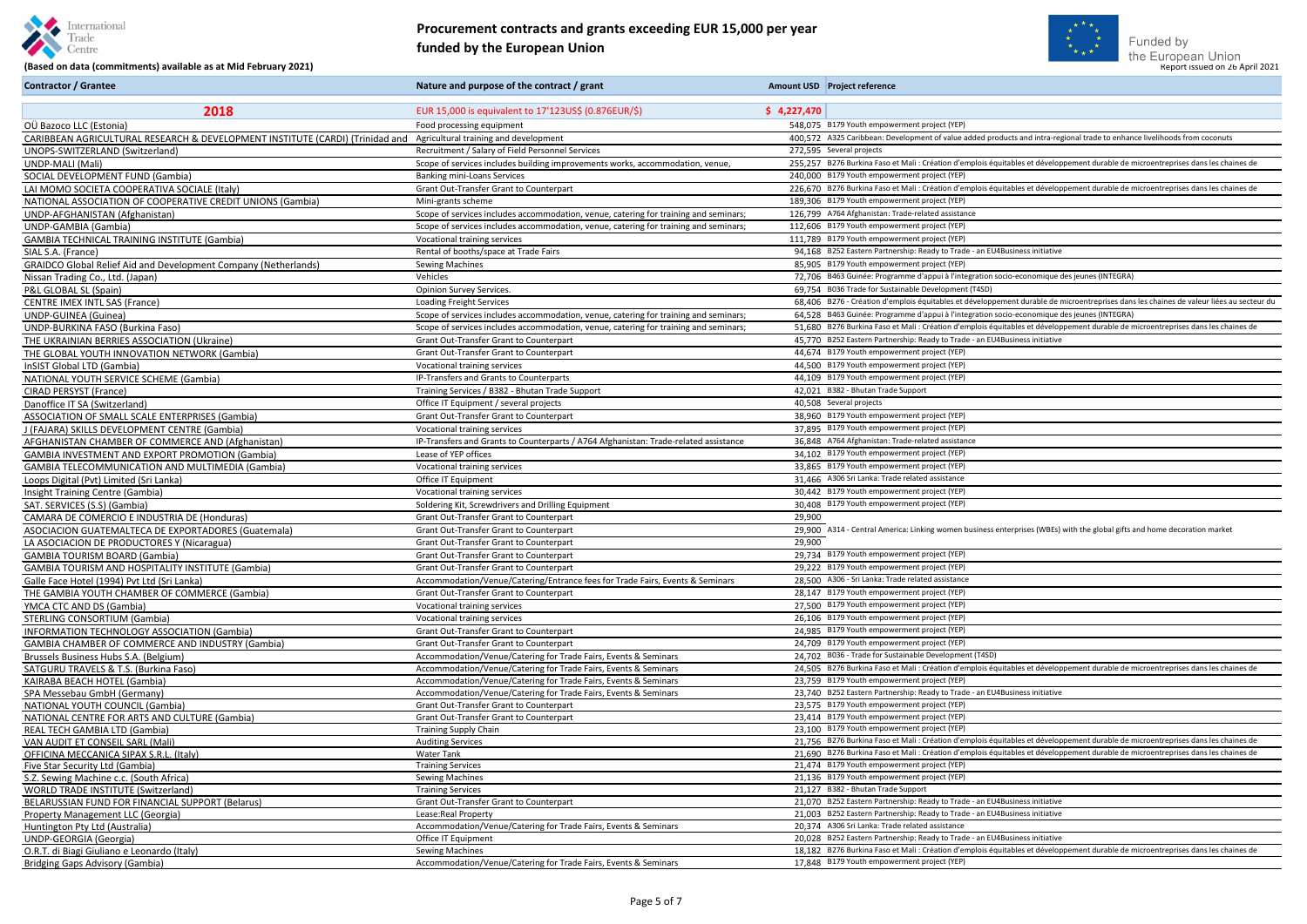# Procurement contracts and grants exceeding EUR 15,000 per year funded by the European Union

**(Based on data (commitments) available as at Mid February 2021)**

Funded by the European Union

Report issued on 26 April 2021

| Contractor / Grantee | Nature and purpose of the contract / grant | Amount USD | Project reference |
|---|---|---|---|
| **2018** | EUR 15,000 is equivalent to 17'123US$ (0.876EUR/$) | **$ 4,227,470** | |
| OÜ Bazoco LLC (Estonia) | Food processing equipment | 548,075 | B179 Youth empowerment project (YEP) |
| CARIBBEAN AGRICULTURAL RESEARCH & DEVELOPMENT INSTITUTE (CARDI) (Trinidad and | Agricultural training and development | 400,572 | A325 Caribbean: Development of value added products and intra-regional trade to enhance livelihoods from coconuts |
| UNOPS-SWITZERLAND (Switzerland) | Recruitment / Salary of Field Personnel Services | 272,595 | Several projects |
| UNDP-MALI (Mali) | Scope of services includes building improvements works, accommodation, venue, | 255,257 | B276 Burkina Faso et Mali : Création d'emplois équitables et développement durable de microentreprises dans les chaines de |
| SOCIAL DEVELOPMENT FUND (Gambia) | Banking mini-Loans Services | 240,000 | B179 Youth empowerment project (YEP) |
| LAI MOMO SOCIETA COOPERATIVA SOCIALE (Italy) | Grant Out-Transfer Grant to Counterpart | 226,670 | B276 Burkina Faso et Mali : Création d'emplois équitables et développement durable de microentreprises dans les chaines de |
| NATIONAL ASSOCIATION OF COOPERATIVE CREDIT UNIONS (Gambia) | Mini-grants scheme | 189,306 | B179 Youth empowerment project (YEP) |
| UNDP-AFGHANISTAN (Afghanistan) | Scope of services includes accommodation, venue, catering for training and seminars; | 126,799 | A764 Afghanistan: Trade-related assistance |
| UNDP-GAMBIA (Gambia) | Scope of services includes accommodation, venue, catering for training and seminars; | 112,606 | B179 Youth empowerment project (YEP) |
| GAMBIA TECHNICAL TRAINING INSTITUTE (Gambia) | Vocational training services | 111,789 | B179 Youth empowerment project (YEP) |
| SIAL S.A. (France) | Rental of booths/space at Trade Fairs | 94,168 | B252 Eastern Partnership: Ready to Trade - an EU4Business initiative |
| GRAIDCO Global Relief Aid and Development Company (Netherlands) | Sewing Machines | 85,905 | B179 Youth empowerment project (YEP) |
| Nissan Trading Co., Ltd. (Japan) | Vehicles | 72,706 | B463 Guinée: Programme d'appui à l'integration socio-economique des jeunes (INTEGRA) |
| P&L GLOBAL SL (Spain) | Opinion Survey Services. | 69,754 | B036 Trade for Sustainable Development (T4SD) |
| CENTRE IMEX INTL SAS (France) | Loading Freight Services | 68,406 | B276 - Création d'emplois équitables et développement durable de microentreprises dans les chaines de valeur liées au secteur du |
| UNDP-GUINEA (Guinea) | Scope of services includes accommodation, venue, catering for training and seminars; | 64,528 | B463 Guinée: Programme d'appui à l'integration socio-economique des jeunes (INTEGRA) |
| UNDP-BURKINA FASO (Burkina Faso) | Scope of services includes accommodation, venue, catering for training and seminars; | 51,680 | B276 Burkina Faso et Mali : Création d'emplois équitables et développement durable de microentreprises dans les chaines de |
| THE UKRAINIAN BERRIES ASSOCIATION (Ukraine) | Grant Out-Transfer Grant to Counterpart | 45,770 | B252 Eastern Partnership: Ready to Trade - an EU4Business initiative |
| THE GLOBAL YOUTH INNOVATION NETWORK (Gambia) | Grant Out-Transfer Grant to Counterpart | 44,674 | B179 Youth empowerment project (YEP) |
| InSIST Global LTD (Gambia) | Vocational training services | 44,500 | B179 Youth empowerment project (YEP) |
| NATIONAL YOUTH SERVICE SCHEME (Gambia) | IP-Transfers and Grants to Counterparts | 44,109 | B179 Youth empowerment project (YEP) |
| CIRAD PERSYST (France) | Training Services / B382 - Bhutan Trade Support | 42,021 | B382 - Bhutan Trade Support |
| Danoffice IT SA (Switzerland) | Office IT Equipment / several projects | 40,508 | Several projects |
| ASSOCIATION OF SMALL SCALE ENTERPRISES (Gambia) | Grant Out-Transfer Grant to Counterpart | 38,960 | B179 Youth empowerment project (YEP) |
| J (FAJARA) SKILLS DEVELOPMENT CENTRE (Gambia) | Vocational training services | 37,895 | B179 Youth empowerment project (YEP) |
| AFGHANISTAN CHAMBER OF COMMERCE AND (Afghanistan) | IP-Transfers and Grants to Counterparts / A764 Afghanistan: Trade-related assistance | 36,848 | A764 Afghanistan: Trade-related assistance |
| GAMBIA INVESTMENT AND EXPORT PROMOTION (Gambia) | Lease of YEP offices | 34,102 | B179 Youth empowerment project (YEP) |
| GAMBIA TELECOMMUNICATION AND MULTIMEDIA (Gambia) | Vocational training services | 33,865 | B179 Youth empowerment project (YEP) |
| Loops Digital (Pvt) Limited (Sri Lanka) | Office IT Equipment | 31,466 | A306 Sri Lanka: Trade related assistance |
| Insight Training Centre (Gambia) | Vocational training services | 30,442 | B179 Youth empowerment project (YEP) |
| SAT. SERVICES (S.S) (Gambia) | Soldering Kit, Screwdrivers and Drilling Equipment | 30,408 | B179 Youth empowerment project (YEP) |
| CAMARA DE COMERCIO E INDUSTRIA DE (Honduras) | Grant Out-Transfer Grant to Counterpart | 29,900 | |
| ASOCIACION GUATEMALTECA DE EXPORTADORES (Guatemala) | Grant Out-Transfer Grant to Counterpart | 29,900 | A314 - Central America: Linking women business enterprises (WBEs) with the global gifts and home decoration market |
| LA ASOCIACION DE PRODUCTORES Y (Nicaragua) | Grant Out-Transfer Grant to Counterpart | 29,900 | |
| GAMBIA TOURISM BOARD (Gambia) | Grant Out-Transfer Grant to Counterpart | 29,734 | B179 Youth empowerment project (YEP) |
| GAMBIA TOURISM AND HOSPITALITY INSTITUTE (Gambia) | Grant Out-Transfer Grant to Counterpart | 29,222 | B179 Youth empowerment project (YEP) |
| Galle Face Hotel (1994) Pvt Ltd (Sri Lanka) | Accommodation/Venue/Catering/Entrance fees for Trade Fairs, Events & Seminars | 28,500 | A306 - Sri Lanka: Trade related assistance |
| THE GAMBIA YOUTH CHAMBER OF COMMERCE (Gambia) | Grant Out-Transfer Grant to Counterpart | 28,147 | B179 Youth empowerment project (YEP) |
| YMCA CTC AND DS (Gambia) | Vocational training services | 27,500 | B179 Youth empowerment project (YEP) |
| STERLING CONSORTIUM (Gambia) | Vocational training services | 26,106 | B179 Youth empowerment project (YEP) |
| INFORMATION TECHNOLOGY ASSOCIATION (Gambia) | Grant Out-Transfer Grant to Counterpart | 24,985 | B179 Youth empowerment project (YEP) |
| GAMBIA CHAMBER OF COMMERCE AND INDUSTRY (Gambia) | Grant Out-Transfer Grant to Counterpart | 24,709 | B179 Youth empowerment project (YEP) |
| Brussels Business Hubs S.A. (Belgium) | Accommodation/Venue/Catering for Trade Fairs, Events & Seminars | 24,702 | B036 - Trade for Sustainable Development (T4SD) |
| SATGURU TRAVELS & T.S. (Burkina Faso) | Accommodation/Venue/Catering for Trade Fairs, Events & Seminars | 24,505 | B276 Burkina Faso et Mali : Création d'emplois équitables et développement durable de microentreprises dans les chaines de |
| KAIRABA BEACH HOTEL (Gambia) | Accommodation/Venue/Catering for Trade Fairs, Events & Seminars | 23,759 | B179 Youth empowerment project (YEP) |
| SPA Messebau GmbH (Germany) | Accommodation/Venue/Catering for Trade Fairs, Events & Seminars | 23,740 | B252 Eastern Partnership: Ready to Trade - an EU4Business initiative |
| NATIONAL YOUTH COUNCIL (Gambia) | Grant Out-Transfer Grant to Counterpart | 23,575 | B179 Youth empowerment project (YEP) |
| NATIONAL CENTRE FOR ARTS AND CULTURE (Gambia) | Grant Out-Transfer Grant to Counterpart | 23,414 | B179 Youth empowerment project (YEP) |
| REAL TECH GAMBIA LTD (Gambia) | Training Supply Chain | 23,100 | B179 Youth empowerment project (YEP) |
| VAN AUDIT ET CONSEIL SARL (Mali) | Auditing Services | 21,756 | B276 Burkina Faso et Mali : Création d'emplois équitables et développement durable de microentreprises dans les chaines de |
| OFFICINA MECCANICA SIPAX S.R.L. (Italy) | Water Tank | 21,690 | B276 Burkina Faso et Mali : Création d'emplois équitables et développement durable de microentreprises dans les chaines de |
| Five Star Security Ltd (Gambia) | Training Services | 21,474 | B179 Youth empowerment project (YEP) |
| S.Z. Sewing Machine c.c. (South Africa) | Sewing Machines | 21,136 | B179 Youth empowerment project (YEP) |
| WORLD TRADE INSTITUTE (Switzerland) | Training Services | 21,127 | B382 - Bhutan Trade Support |
| BELARUSSIAN FUND FOR FINANCIAL SUPPORT (Belarus) | Grant Out-Transfer Grant to Counterpart | 21,070 | B252 Eastern Partnership: Ready to Trade - an EU4Business initiative |
| Property Management LLC (Georgia) | Lease:Real Property | 21,003 | B252 Eastern Partnership: Ready to Trade - an EU4Business initiative |
| Huntington Pty Ltd (Australia) | Accommodation/Venue/Catering for Trade Fairs, Events & Seminars | 20,374 | A306 Sri Lanka: Trade related assistance |
| UNDP-GEORGIA (Georgia) | Office IT Equipment | 20,028 | B252 Eastern Partnership: Ready to Trade - an EU4Business initiative |
| O.R.T. di Biagi Giuliano e Leonardo (Italy) | Sewing Machines | 18,182 | B276 Burkina Faso et Mali : Création d'emplois équitables et développement durable de microentreprises dans les chaines de |
| Bridging Gaps Advisory (Gambia) | Accommodation/Venue/Catering for Trade Fairs, Events & Seminars | 17,848 | B179 Youth empowerment project (YEP) |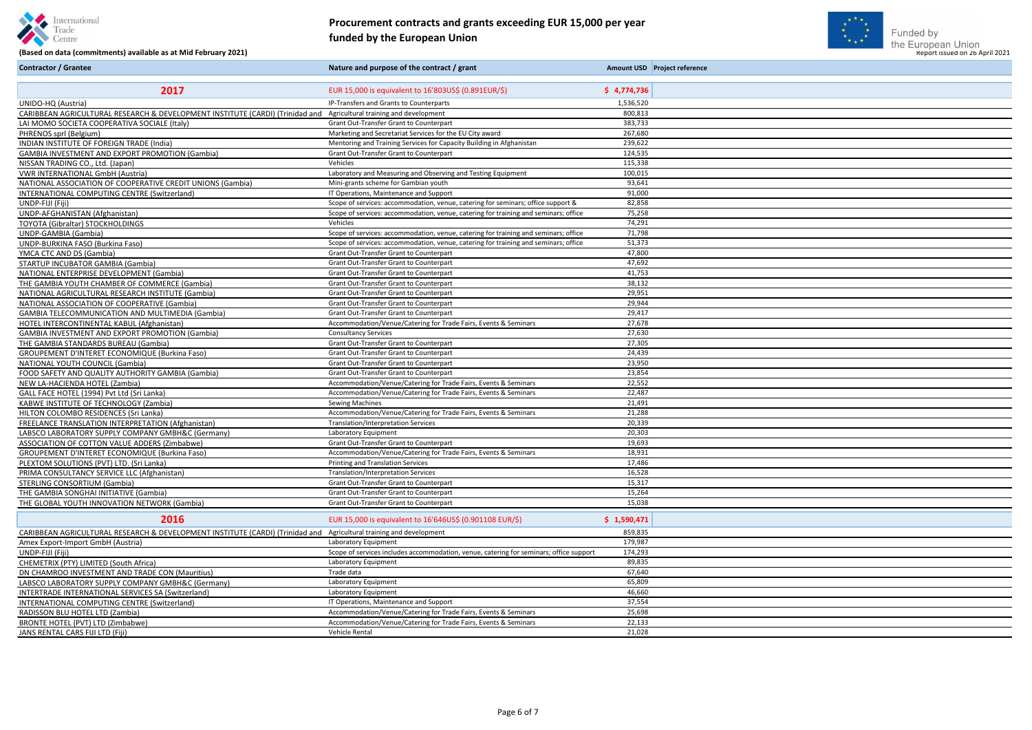# Procurement contracts and grants exceeding EUR 15,000 per year funded by the European Union

(Based on data (commitments) available as at Mid February 2021)

Funded by the European Union

Report issued on 26 April 2021

| Contractor / Grantee | Nature and purpose of the contract / grant | Amount USD | Project reference |
|---|---|---|---|
| **2017** | EUR 15,000 is equivalent to 16'803US$ (0.891EUR/$) | **$ 4,774,736** | |
| UNIDO-HQ (Austria) | IP-Transfers and Grants to Counterparts | 1,536,520 | |
| CARIBBEAN AGRICULTURAL RESEARCH & DEVELOPMENT INSTITUTE (CARDI) (Trinidad and | Agricultural training and development | 800,813 | |
| LAI MOMO SOCIETA COOPERATIVA SOCIALE (Italy) | Grant Out-Transfer Grant to Counterpart | 383,733 | |
| PHRENOS sprl (Belgium) | Marketing and Secretariat Services for the EU City award | 267,680 | |
| INDIAN INSTITUTE OF FOREIGN TRADE (India) | Mentoring and Training Services for Capacity Building in Afghanistan | 239,622 | |
| GAMBIA INVESTMENT AND EXPORT PROMOTION (Gambia) | Grant Out-Transfer Grant to Counterpart | 124,535 | |
| NISSAN TRADING CO., Ltd. (Japan) | Vehicles | 115,338 | |
| VWR INTERNATIONAL GmbH (Austria) | Laboratory and Measuring and Observing and Testing Equipment | 100,015 | |
| NATIONAL ASSOCIATION OF COOPERATIVE CREDIT UNIONS (Gambia) | Mini-grants scheme for Gambian youth | 93,641 | |
| INTERNATIONAL COMPUTING CENTRE (Switzerland) | IT Operations, Maintenance and Support | 91,000 | |
| UNDP-FIJI (Fiji) | Scope of services: accommodation, venue, catering for seminars; office support & | 82,858 | |
| UNDP-AFGHANISTAN (Afghanistan) | Scope of services: accommodation, venue, catering for training and seminars; office | 75,258 | |
| TOYOTA (Gibraltar) STOCKHOLDINGS | Vehicles | 74,291 | |
| UNDP-GAMBIA (Gambia) | Scope of services: accommodation, venue, catering for training and seminars; office | 71,798 | |
| UNDP-BURKINA FASO (Burkina Faso) | Scope of services: accommodation, venue, catering for training and seminars; office | 51,373 | |
| YMCA CTC AND DS (Gambia) | Grant Out-Transfer Grant to Counterpart | 47,800 | |
| STARTUP INCUBATOR GAMBIA (Gambia) | Grant Out-Transfer Grant to Counterpart | 47,692 | |
| NATIONAL ENTERPRISE DEVELOPMENT (Gambia) | Grant Out-Transfer Grant to Counterpart | 41,753 | |
| THE GAMBIA YOUTH CHAMBER OF COMMERCE (Gambia) | Grant Out-Transfer Grant to Counterpart | 38,132 | |
| NATIONAL AGRICULTURAL RESEARCH INSTITUTE (Gambia) | Grant Out-Transfer Grant to Counterpart | 29,951 | |
| NATIONAL ASSOCIATION OF COOPERATIVE (Gambia) | Grant Out-Transfer Grant to Counterpart | 29,944 | |
| GAMBIA TELECOMMUNICATION AND MULTIMEDIA (Gambia) | Grant Out-Transfer Grant to Counterpart | 29,417 | |
| HOTEL INTERCONTINENTAL KABUL (Afghanistan) | Accommodation/Venue/Catering for Trade Fairs, Events & Seminars | 27,678 | |
| GAMBIA INVESTMENT AND EXPORT PROMOTION (Gambia) | Consultancy Services | 27,630 | |
| THE GAMBIA STANDARDS BUREAU (Gambia) | Grant Out-Transfer Grant to Counterpart | 27,305 | |
| GROUPEMENT D'INTERET ECONOMIQUE (Burkina Faso) | Grant Out-Transfer Grant to Counterpart | 24,439 | |
| NATIONAL YOUTH COUNCIL (Gambia) | Grant Out-Transfer Grant to Counterpart | 23,950 | |
| FOOD SAFETY AND QUALITY AUTHORITY GAMBIA (Gambia) | Grant Out-Transfer Grant to Counterpart | 23,854 | |
| NEW LA-HACIENDA HOTEL (Zambia) | Accommodation/Venue/Catering for Trade Fairs, Events & Seminars | 22,552 | |
| GALL FACE HOTEL (1994) Pvt Ltd (Sri Lanka) | Accommodation/Venue/Catering for Trade Fairs, Events & Seminars | 22,487 | |
| KABWE INSTITUTE OF TECHNOLOGY (Zambia) | Sewing Machines | 21,491 | |
| HILTON COLOMBO RESIDENCES (Sri Lanka) | Accommodation/Venue/Catering for Trade Fairs, Events & Seminars | 21,288 | |
| FREELANCE TRANSLATION INTERPRETATION (Afghanistan) | Translation/Interpretation Services | 20,339 | |
| LABSCO LABORATORY SUPPLY COMPANY GMBH&C (Germany) | Laboratory Equipment | 20,303 | |
| ASSOCIATION OF COTTON VALUE ADDERS (Zimbabwe) | Grant Out-Transfer Grant to Counterpart | 19,693 | |
| GROUPEMENT D'INTERET ECONOMIQUE (Burkina Faso) | Accommodation/Venue/Catering for Trade Fairs, Events & Seminars | 18,931 | |
| PLEXTOM SOLUTIONS (PVT) LTD. (Sri Lanka) | Printing and Translation Services | 17,486 | |
| PRIMA CONSULTANCY SERVICE LLC (Afghanistan) | Translation/Interpretation Services | 16,528 | |
| STERLING CONSORTIUM (Gambia) | Grant Out-Transfer Grant to Counterpart | 15,317 | |
| THE GAMBIA SONGHAI INITIATIVE (Gambia) | Grant Out-Transfer Grant to Counterpart | 15,264 | |
| THE GLOBAL YOUTH INNOVATION NETWORK (Gambia) | Grant Out-Transfer Grant to Counterpart | 15,038 | |
| **2016** | EUR 15,000 is equivalent to 16'646US$ (0.901108 EUR/$) | **$ 1,590,471** | |
| CARIBBEAN AGRICULTURAL RESEARCH & DEVELOPMENT INSTITUTE (CARDI) (Trinidad and | Agricultural training and development | 859,835 | |
| Amex Export-Import GmbH (Austria) | Laboratory Equipment | 179,987 | |
| UNDP-FIJI (Fiji) | Scope of services includes accommodation, venue, catering for seminars; office support | 174,293 | |
| CHEMETRIX (PTY) LIMITED (South Africa) | Laboratory Equipment | 89,835 | |
| DN CHAMROO INVESTMENT AND TRADE CON (Mauritius) | Trade data | 67,640 | |
| LABSCO LABORATORY SUPPLY COMPANY GMBH&C (Germany) | Laboratory Equipment | 65,809 | |
| INTERTRADE INTERNATIONAL SERVICES SA (Switzerland) | Laboratory Equipment | 46,660 | |
| INTERNATIONAL COMPUTING CENTRE (Switzerland) | IT Operations, Maintenance and Support | 37,554 | |
| RADISSON BLU HOTEL LTD (Zambia) | Accommodation/Venue/Catering for Trade Fairs, Events & Seminars | 25,698 | |
| BRONTE HOTEL (PVT) LTD (Zimbabwe) | Accommodation/Venue/Catering for Trade Fairs, Events & Seminars | 22,133 | |
| JANS RENTAL CARS FIJI LTD (Fiji) | Vehicle Rental | 21,028 | |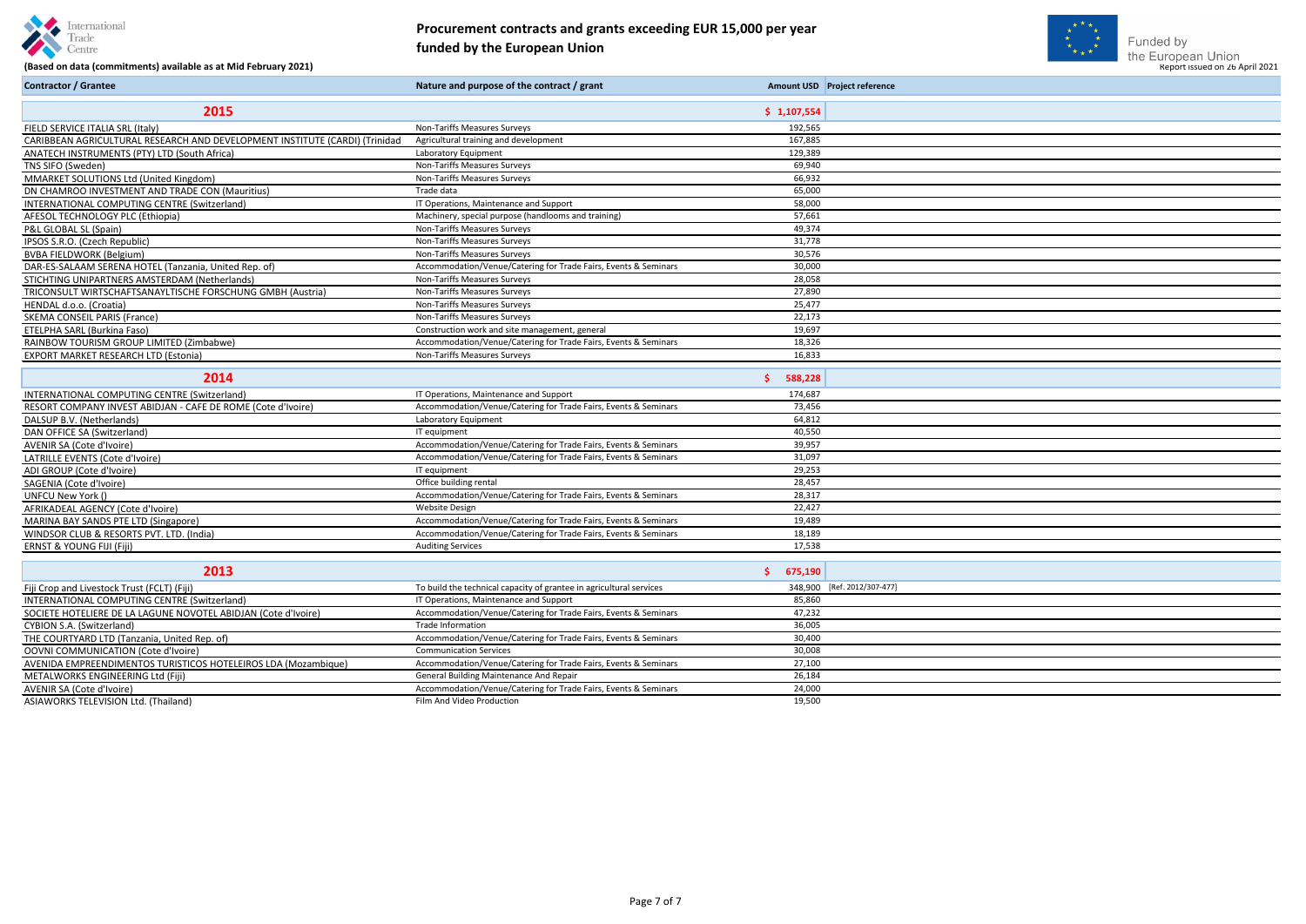# Procurement contracts and grants exceeding EUR 15,000 per year funded by the European Union

**(Based on data (commitments) available as at Mid February 2021)**

Funded by the European Union

Report issued on 26 April 2021

| Contractor / Grantee | Nature and purpose of the contract / grant | Amount USD | Project reference |
|---|---|---|---|
| **2015** | | **$ 1,107,554** | |
| FIELD SERVICE ITALIA SRL (Italy) | Non-Tariffs Measures Surveys | 192,565 | |
| CARIBBEAN AGRICULTURAL RESEARCH AND DEVELOPMENT INSTITUTE (CARDI) (Trinidad | Agricultural training and development | 167,885 | |
| ANATECH INSTRUMENTS (PTY) LTD (South Africa) | Laboratory Equipment | 129,389 | |
| TNS SIFO (Sweden) | Non-Tariffs Measures Surveys | 69,940 | |
| MMARKET SOLUTIONS Ltd (United Kingdom) | Non-Tariffs Measures Surveys | 66,932 | |
| DN CHAMROO INVESTMENT AND TRADE CON (Mauritius) | Trade data | 65,000 | |
| INTERNATIONAL COMPUTING CENTRE (Switzerland) | IT Operations, Maintenance and Support | 58,000 | |
| AFESOL TECHNOLOGY PLC (Ethiopia) | Machinery, special purpose (handlooms and training) | 57,661 | |
| P&L GLOBAL SL (Spain) | Non-Tariffs Measures Surveys | 49,374 | |
| IPSOS S.R.O. (Czech Republic) | Non-Tariffs Measures Surveys | 31,778 | |
| BVBA FIELDWORK (Belgium) | Non-Tariffs Measures Surveys | 30,576 | |
| DAR-ES-SALAAM SERENA HOTEL (Tanzania, United Rep. of) | Accommodation/Venue/Catering for Trade Fairs, Events & Seminars | 30,000 | |
| STICHTING UNIPARTNERS AMSTERDAM (Netherlands) | Non-Tariffs Measures Surveys | 28,058 | |
| TRICONSULT WIRTSCHAFTSANAYLTISCHE FORSCHUNG GMBH (Austria) | Non-Tariffs Measures Surveys | 27,890 | |
| HENDAL d.o.o. (Croatia) | Non-Tariffs Measures Surveys | 25,477 | |
| SKEMA CONSEIL PARIS (France) | Non-Tariffs Measures Surveys | 22,173 | |
| ETELPHA SARL (Burkina Faso) | Construction work and site management, general | 19,697 | |
| RAINBOW TOURISM GROUP LIMITED (Zimbabwe) | Accommodation/Venue/Catering for Trade Fairs, Events & Seminars | 18,326 | |
| EXPORT MARKET RESEARCH LTD (Estonia) | Non-Tariffs Measures Surveys | 16,833 | |
| **2014** | | **$ 588,228** | |
| INTERNATIONAL COMPUTING CENTRE (Switzerland) | IT Operations, Maintenance and Support | 174,687 | |
| RESORT COMPANY INVEST ABIDJAN - CAFE DE ROME (Cote d'Ivoire) | Accommodation/Venue/Catering for Trade Fairs, Events & Seminars | 73,456 | |
| DALSUP B.V. (Netherlands) | Laboratory Equipment | 64,812 | |
| DAN OFFICE SA (Switzerland) | IT equipment | 40,550 | |
| AVENIR SA (Cote d'Ivoire) | Accommodation/Venue/Catering for Trade Fairs, Events & Seminars | 39,957 | |
| LATRILLE EVENTS (Cote d'Ivoire) | Accommodation/Venue/Catering for Trade Fairs, Events & Seminars | 31,097 | |
| ADI GROUP (Cote d'Ivoire) | IT equipment | 29,253 | |
| SAGENIA (Cote d'Ivoire) | Office building rental | 28,457 | |
| UNFCU New York () | Accommodation/Venue/Catering for Trade Fairs, Events & Seminars | 28,317 | |
| AFRIKADEAL AGENCY (Cote d'Ivoire) | Website Design | 22,427 | |
| MARINA BAY SANDS PTE LTD (Singapore) | Accommodation/Venue/Catering for Trade Fairs, Events & Seminars | 19,489 | |
| WINDSOR CLUB & RESORTS PVT. LTD. (India) | Accommodation/Venue/Catering for Trade Fairs, Events & Seminars | 18,189 | |
| ERNST & YOUNG FIJI (Fiji) | Auditing Services | 17,538 | |
| **2013** | | **$ 675,190** | |
| Fiji Crop and Livestock Trust (FCLT) (Fiji) | To build the technical capacity of grantee in agricultural services | 348,900 | [Ref. 2012/307-477] |
| INTERNATIONAL COMPUTING CENTRE (Switzerland) | IT Operations, Maintenance and Support | 85,860 | |
| SOCIETE HOTELIERE DE LA LAGUNE NOVOTEL ABIDJAN (Cote d'Ivoire) | Accommodation/Venue/Catering for Trade Fairs, Events & Seminars | 47,232 | |
| CYBION S.A. (Switzerland) | Trade Information | 36,005 | |
| THE COURTYARD LTD (Tanzania, United Rep. of) | Accommodation/Venue/Catering for Trade Fairs, Events & Seminars | 30,400 | |
| OOVNI COMMUNICATION (Cote d'Ivoire) | Communication Services | 30,008 | |
| AVENIDA EMPREENDIMENTOS TURISTICOS HOTELEIROS LDA (Mozambique) | Accommodation/Venue/Catering for Trade Fairs, Events & Seminars | 27,100 | |
| METALWORKS ENGINEERING Ltd (Fiji) | General Building Maintenance And Repair | 26,184 | |
| AVENIR SA (Cote d'Ivoire) | Accommodation/Venue/Catering for Trade Fairs, Events & Seminars | 24,000 | |
| ASIAWORKS TELEVISION Ltd. (Thailand) | Film And Video Production | 19,500 | |